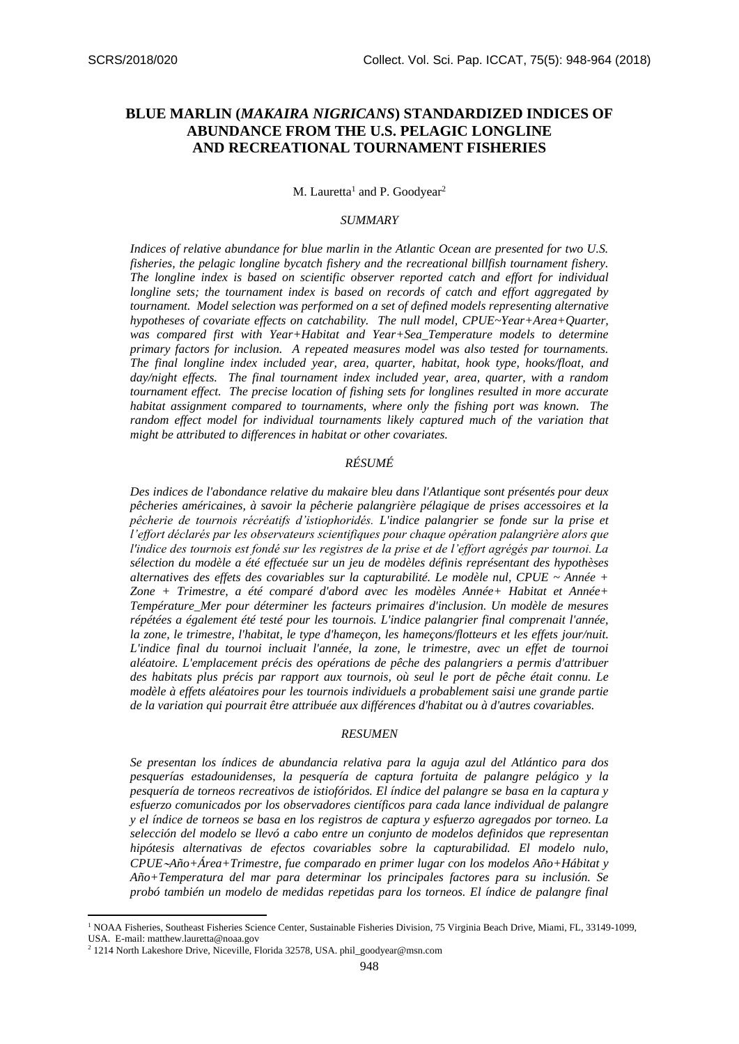# BLUE MARLIN (*MAKAIRA NIGRICANS*) STANDARDIZED INDICES OF ABUNDANCE FROM THE U.S. PELAGIC LONGLINE AND RECREATIONAL TOURNAMENT FISHERIES

M. Lauretta[1] and P. Goodyear[2]

## *SUMMARY*

*Indices of relative abundance for blue marlin in the Atlantic Ocean are presented for two U.S. fisheries, the pelagic longline bycatch fishery and the recreational billfish tournament fishery. The longline index is based on scientific observer reported catch and effort for individual longline sets; the tournament index is based on records of catch and effort aggregated by tournament. Model selection was performed on a set of defined models representing alternative hypotheses of covariate effects on catchability. The null model, CPUE~Year+Area+Quarter, was compared first with Year+Habitat and Year+Sea_Temperature models to determine primary factors for inclusion. A repeated measures model was also tested for tournaments. The final longline index included year, area, quarter, habitat, hook type, hooks/float, and day/night effects. The final tournament index included year, area, quarter, with a random tournament effect. The precise location of fishing sets for longlines resulted in more accurate habitat assignment compared to tournaments, where only the fishing port was known. The random effect model for individual tournaments likely captured much of the variation that might be attributed to differences in habitat or other covariates.*

## *RÉSUMÉ*

*Des indices de l'abondance relative du makaire bleu dans l'Atlantique sont présentés pour deux pêcheries américaines, à savoir la pêcherie palangrière pélagique de prises accessoires et la pêcherie de tournois récréatifs d'istiophoridés. L'indice palangrier se fonde sur la prise et l'effort déclarés par les observateurs scientifiques pour chaque opération palangrière alors que l'indice des tournois est fondé sur les registres de la prise et de l'effort agrégés par tournoi. La sélection du modèle a été effectuée sur un jeu de modèles définis représentant des hypothèses alternatives des effets des covariables sur la capturabilité. Le modèle nul, CPUE ~ Année + Zone + Trimestre, a été comparé d'abord avec les modèles Année+ Habitat et Année+ Température_Mer pour déterminer les facteurs primaires d'inclusion. Un modèle de mesures répétées a également été testé pour les tournois. L'indice palangrier final comprenait l'année, la zone, le trimestre, l'habitat, le type d'hameçon, les hameçons/flotteurs et les effets jour/nuit. L'indice final du tournoi incluait l'année, la zone, le trimestre, avec un effet de tournoi aléatoire. L'emplacement précis des opérations de pêche des palangriers a permis d'attribuer des habitats plus précis par rapport aux tournois, où seul le port de pêche était connu. Le modèle à effets aléatoires pour les tournois individuels a probablement saisi une grande partie de la variation qui pourrait être attribuée aux différences d'habitat ou à d'autres covariables.*

## *RESUMEN*

*Se presentan los índices de abundancia relativa para la aguja azul del Atlántico para dos pesquerías estadounidenses, la pesquería de captura fortuita de palangre pelágico y la pesquería de torneos recreativos de istiofóridos. El índice del palangre se basa en la captura y esfuerzo comunicados por los observadores científicos para cada lance individual de palangre y el índice de torneos se basa en los registros de captura y esfuerzo agregados por torneo. La selección del modelo se llevó a cabo entre un conjunto de modelos definidos que representan hipótesis alternativas de efectos covariables sobre la capturabilidad. El modelo nulo, CPUE~Año+Área+Trimestre, fue comparado en primer lugar con los modelos Año+Hábitat y Año+Temperatura del mar para determinar los principales factores para su inclusión. Se probó también un modelo de medidas repetidas para los torneos. El índice de palangre final*

---

[1] NOAA Fisheries, Southeast Fisheries Science Center, Sustainable Fisheries Division, 75 Virginia Beach Drive, Miami, FL, 33149-1099, USA. E-mail: matthew.lauretta@noaa.gov

[2] 1214 North Lakeshore Drive, Niceville, Florida 32578, USA. phil_goodyear@msn.com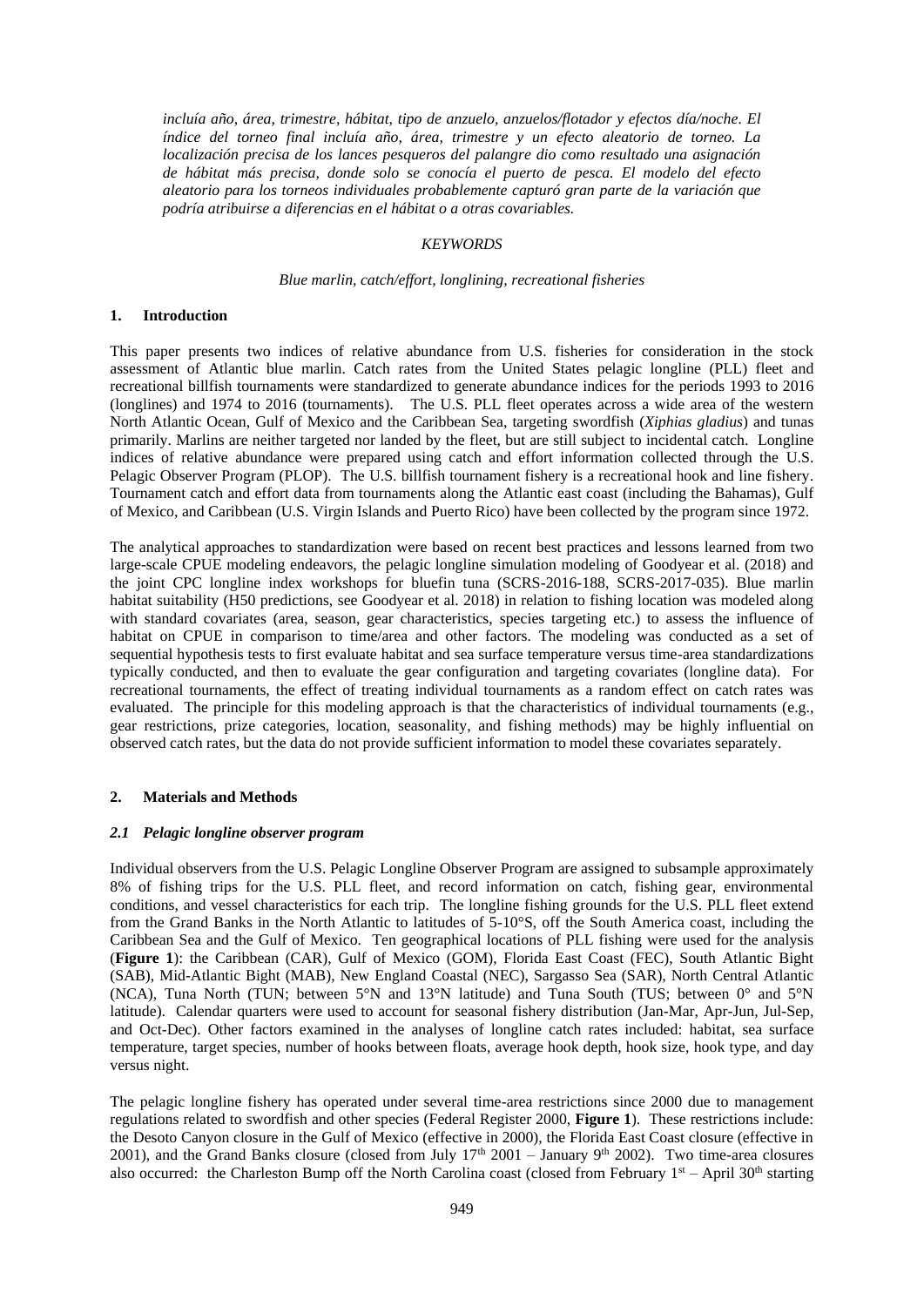*incluía año, área, trimestre, hábitat, tipo de anzuelo, anzuelos/flotador y efectos día/noche. El índice del torneo final incluía año, área, trimestre y un efecto aleatorio de torneo. La localización precisa de los lances pesqueros del palangre dio como resultado una asignación de hábitat más precisa, donde solo se conocía el puerto de pesca. El modelo del efecto aleatorio para los torneos individuales probablemente capturó gran parte de la variación que podría atribuirse a diferencias en el hábitat o a otras covariables.*

*KEYWORDS*

*Blue marlin, catch/effort, longlining, recreational fisheries*

## 1. Introduction

This paper presents two indices of relative abundance from U.S. fisheries for consideration in the stock assessment of Atlantic blue marlin. Catch rates from the United States pelagic longline (PLL) fleet and recreational billfish tournaments were standardized to generate abundance indices for the periods 1993 to 2016 (longlines) and 1974 to 2016 (tournaments). The U.S. PLL fleet operates across a wide area of the western North Atlantic Ocean, Gulf of Mexico and the Caribbean Sea, targeting swordfish (*Xiphias gladius*) and tunas primarily. Marlins are neither targeted nor landed by the fleet, but are still subject to incidental catch. Longline indices of relative abundance were prepared using catch and effort information collected through the U.S. Pelagic Observer Program (PLOP). The U.S. billfish tournament fishery is a recreational hook and line fishery. Tournament catch and effort data from tournaments along the Atlantic east coast (including the Bahamas), Gulf of Mexico, and Caribbean (U.S. Virgin Islands and Puerto Rico) have been collected by the program since 1972.

The analytical approaches to standardization were based on recent best practices and lessons learned from two large-scale CPUE modeling endeavors, the pelagic longline simulation modeling of Goodyear et al. (2018) and the joint CPC longline index workshops for bluefin tuna (SCRS-2016-188, SCRS-2017-035). Blue marlin habitat suitability (H50 predictions, see Goodyear et al. 2018) in relation to fishing location was modeled along with standard covariates (area, season, gear characteristics, species targeting etc.) to assess the influence of habitat on CPUE in comparison to time/area and other factors. The modeling was conducted as a set of sequential hypothesis tests to first evaluate habitat and sea surface temperature versus time-area standardizations typically conducted, and then to evaluate the gear configuration and targeting covariates (longline data). For recreational tournaments, the effect of treating individual tournaments as a random effect on catch rates was evaluated. The principle for this modeling approach is that the characteristics of individual tournaments (e.g., gear restrictions, prize categories, location, seasonality, and fishing methods) may be highly influential on observed catch rates, but the data do not provide sufficient information to model these covariates separately.

## 2. Materials and Methods

### *2.1 Pelagic longline observer program*

Individual observers from the U.S. Pelagic Longline Observer Program are assigned to subsample approximately 8% of fishing trips for the U.S. PLL fleet, and record information on catch, fishing gear, environmental conditions, and vessel characteristics for each trip. The longline fishing grounds for the U.S. PLL fleet extend from the Grand Banks in the North Atlantic to latitudes of 5-10°S, off the South America coast, including the Caribbean Sea and the Gulf of Mexico. Ten geographical locations of PLL fishing were used for the analysis (**Figure 1**): the Caribbean (CAR), Gulf of Mexico (GOM), Florida East Coast (FEC), South Atlantic Bight (SAB), Mid-Atlantic Bight (MAB), New England Coastal (NEC), Sargasso Sea (SAR), North Central Atlantic (NCA), Tuna North (TUN; between 5°N and 13°N latitude) and Tuna South (TUS; between 0° and 5°N latitude). Calendar quarters were used to account for seasonal fishery distribution (Jan-Mar, Apr-Jun, Jul-Sep, and Oct-Dec). Other factors examined in the analyses of longline catch rates included: habitat, sea surface temperature, target species, number of hooks between floats, average hook depth, hook size, hook type, and day versus night.

The pelagic longline fishery has operated under several time-area restrictions since 2000 due to management regulations related to swordfish and other species (Federal Register 2000, **Figure 1**). These restrictions include: the Desoto Canyon closure in the Gulf of Mexico (effective in 2000), the Florida East Coast closure (effective in 2001), and the Grand Banks closure (closed from July 17th 2001 – January 9th 2002). Two time-area closures also occurred: the Charleston Bump off the North Carolina coast (closed from February 1st – April 30th starting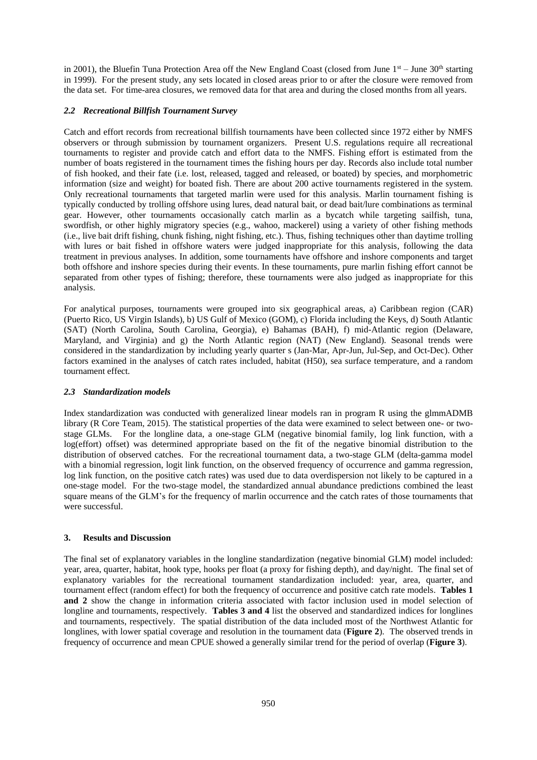in 2001), the Bluefin Tuna Protection Area off the New England Coast (closed from June 1st – June 30th starting in 1999). For the present study, any sets located in closed areas prior to or after the closure were removed from the data set. For time-area closures, we removed data for that area and during the closed months from all years.

### *2.2 Recreational Billfish Tournament Survey*

Catch and effort records from recreational billfish tournaments have been collected since 1972 either by NMFS observers or through submission by tournament organizers. Present U.S. regulations require all recreational tournaments to register and provide catch and effort data to the NMFS. Fishing effort is estimated from the number of boats registered in the tournament times the fishing hours per day. Records also include total number of fish hooked, and their fate (i.e. lost, released, tagged and released, or boated) by species, and morphometric information (size and weight) for boated fish. There are about 200 active tournaments registered in the system. Only recreational tournaments that targeted marlin were used for this analysis. Marlin tournament fishing is typically conducted by trolling offshore using lures, dead natural bait, or dead bait/lure combinations as terminal gear. However, other tournaments occasionally catch marlin as a bycatch while targeting sailfish, tuna, swordfish, or other highly migratory species (e.g., wahoo, mackerel) using a variety of other fishing methods (i.e., live bait drift fishing, chunk fishing, night fishing, etc.). Thus, fishing techniques other than daytime trolling with lures or bait fished in offshore waters were judged inappropriate for this analysis, following the data treatment in previous analyses. In addition, some tournaments have offshore and inshore components and target both offshore and inshore species during their events. In these tournaments, pure marlin fishing effort cannot be separated from other types of fishing; therefore, these tournaments were also judged as inappropriate for this analysis.

For analytical purposes, tournaments were grouped into six geographical areas, a) Caribbean region (CAR) (Puerto Rico, US Virgin Islands), b) US Gulf of Mexico (GOM), c) Florida including the Keys, d) South Atlantic (SAT) (North Carolina, South Carolina, Georgia), e) Bahamas (BAH), f) mid-Atlantic region (Delaware, Maryland, and Virginia) and g) the North Atlantic region (NAT) (New England). Seasonal trends were considered in the standardization by including yearly quarter s (Jan-Mar, Apr-Jun, Jul-Sep, and Oct-Dec). Other factors examined in the analyses of catch rates included, habitat (H50), sea surface temperature, and a random tournament effect.

### *2.3 Standardization models*

Index standardization was conducted with generalized linear models ran in program R using the glmmADMB library (R Core Team, 2015). The statistical properties of the data were examined to select between one- or two-stage GLMs. For the longline data, a one-stage GLM (negative binomial family, log link function, with a log(effort) offset) was determined appropriate based on the fit of the negative binomial distribution to the distribution of observed catches. For the recreational tournament data, a two-stage GLM (delta-gamma model with a binomial regression, logit link function, on the observed frequency of occurrence and gamma regression, log link function, on the positive catch rates) was used due to data overdispersion not likely to be captured in a one-stage model. For the two-stage model, the standardized annual abundance predictions combined the least square means of the GLM's for the frequency of marlin occurrence and the catch rates of those tournaments that were successful.

## 3. Results and Discussion

The final set of explanatory variables in the longline standardization (negative binomial GLM) model included: year, area, quarter, habitat, hook type, hooks per float (a proxy for fishing depth), and day/night. The final set of explanatory variables for the recreational tournament standardization included: year, area, quarter, and tournament effect (random effect) for both the frequency of occurrence and positive catch rate models. **Tables 1 and 2** show the change in information criteria associated with factor inclusion used in model selection of longline and tournaments, respectively. **Tables 3 and 4** list the observed and standardized indices for longlines and tournaments, respectively. The spatial distribution of the data included most of the Northwest Atlantic for longlines, with lower spatial coverage and resolution in the tournament data (**Figure 2**). The observed trends in frequency of occurrence and mean CPUE showed a generally similar trend for the period of overlap (**Figure 3**).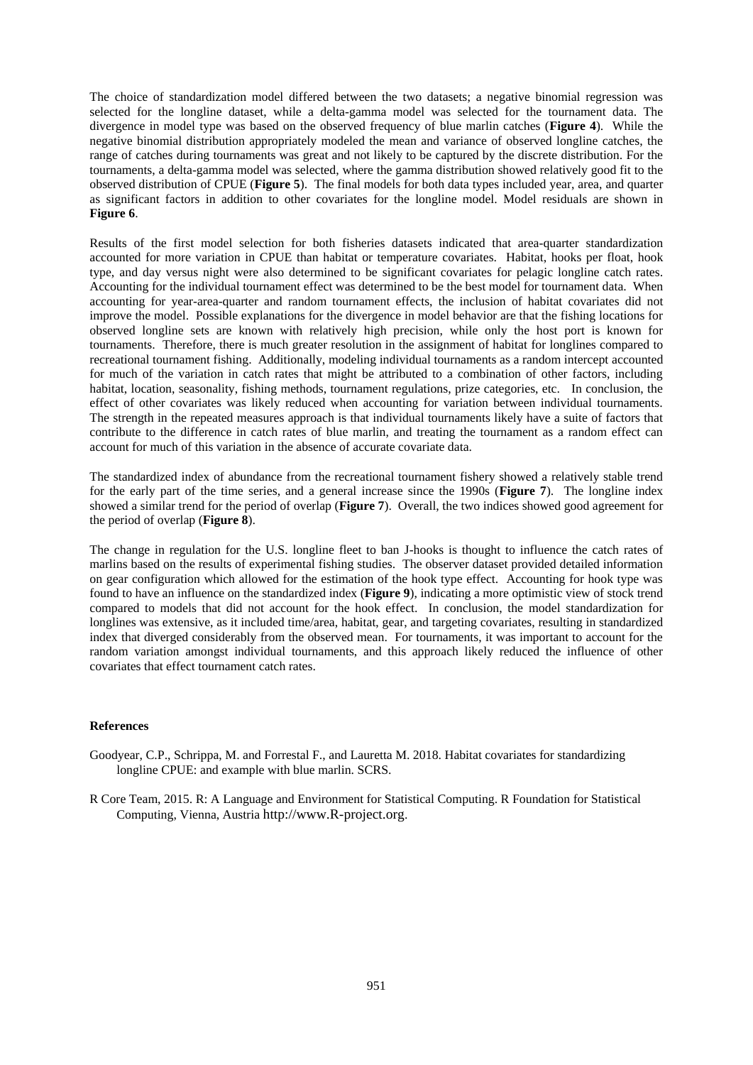The choice of standardization model differed between the two datasets; a negative binomial regression was selected for the longline dataset, while a delta-gamma model was selected for the tournament data. The divergence in model type was based on the observed frequency of blue marlin catches (**Figure 4**). While the negative binomial distribution appropriately modeled the mean and variance of observed longline catches, the range of catches during tournaments was great and not likely to be captured by the discrete distribution. For the tournaments, a delta-gamma model was selected, where the gamma distribution showed relatively good fit to the observed distribution of CPUE (**Figure 5**). The final models for both data types included year, area, and quarter as significant factors in addition to other covariates for the longline model. Model residuals are shown in **Figure 6**.

Results of the first model selection for both fisheries datasets indicated that area-quarter standardization accounted for more variation in CPUE than habitat or temperature covariates. Habitat, hooks per float, hook type, and day versus night were also determined to be significant covariates for pelagic longline catch rates. Accounting for the individual tournament effect was determined to be the best model for tournament data. When accounting for year-area-quarter and random tournament effects, the inclusion of habitat covariates did not improve the model. Possible explanations for the divergence in model behavior are that the fishing locations for observed longline sets are known with relatively high precision, while only the host port is known for tournaments. Therefore, there is much greater resolution in the assignment of habitat for longlines compared to recreational tournament fishing. Additionally, modeling individual tournaments as a random intercept accounted for much of the variation in catch rates that might be attributed to a combination of other factors, including habitat, location, seasonality, fishing methods, tournament regulations, prize categories, etc. In conclusion, the effect of other covariates was likely reduced when accounting for variation between individual tournaments. The strength in the repeated measures approach is that individual tournaments likely have a suite of factors that contribute to the difference in catch rates of blue marlin, and treating the tournament as a random effect can account for much of this variation in the absence of accurate covariate data.

The standardized index of abundance from the recreational tournament fishery showed a relatively stable trend for the early part of the time series, and a general increase since the 1990s (**Figure 7**). The longline index showed a similar trend for the period of overlap (**Figure 7**). Overall, the two indices showed good agreement for the period of overlap (**Figure 8**).

The change in regulation for the U.S. longline fleet to ban J-hooks is thought to influence the catch rates of marlins based on the results of experimental fishing studies. The observer dataset provided detailed information on gear configuration which allowed for the estimation of the hook type effect. Accounting for hook type was found to have an influence on the standardized index (**Figure 9**), indicating a more optimistic view of stock trend compared to models that did not account for the hook effect. In conclusion, the model standardization for longlines was extensive, as it included time/area, habitat, gear, and targeting covariates, resulting in standardized index that diverged considerably from the observed mean. For tournaments, it was important to account for the random variation amongst individual tournaments, and this approach likely reduced the influence of other covariates that effect tournament catch rates.

**References**

Goodyear, C.P., Schrippa, M. and Forrestal F., and Lauretta M. 2018. Habitat covariates for standardizing longline CPUE: and example with blue marlin. SCRS.

R Core Team, 2015. R: A Language and Environment for Statistical Computing. R Foundation for Statistical Computing, Vienna, Austria http://www.R-project.org.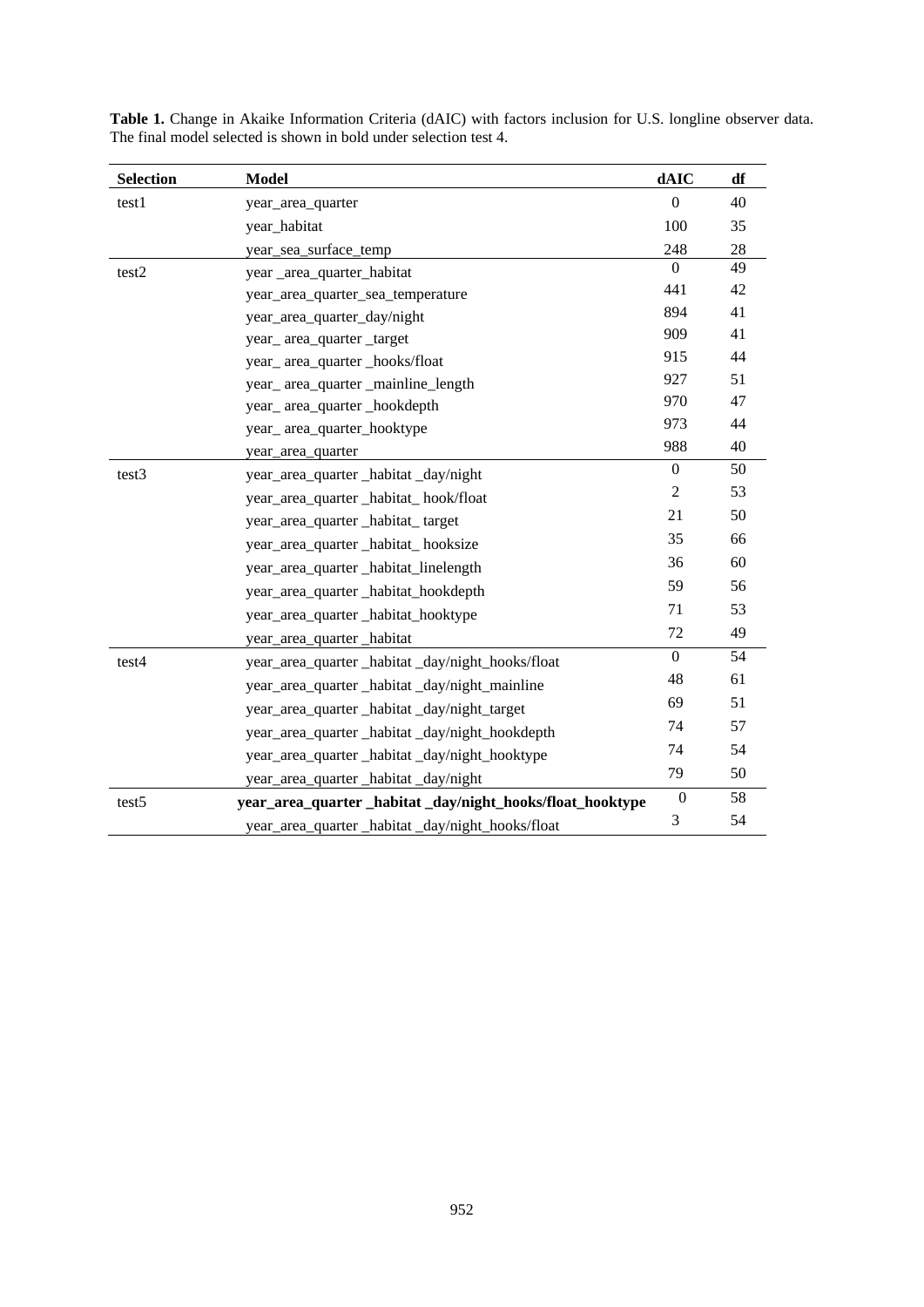**Table 1.** Change in Akaike Information Criteria (dAIC) with factors inclusion for U.S. longline observer data. The final model selected is shown in bold under selection test 4.

| Selection | Model | dAIC | df |
|---|---|---|---|
| test1 | year_area_quarter | 0 | 40 |
| | year_habitat | 100 | 35 |
| | year_sea_surface_temp | 248 | 28 |
| test2 | year _area_quarter_habitat | 0 | 49 |
| | year_area_quarter_sea_temperature | 441 | 42 |
| | year_area_quarter_day/night | 894 | 41 |
| | year_ area_quarter _target | 909 | 41 |
| | year_ area_quarter _hooks/float | 915 | 44 |
| | year_ area_quarter _mainline_length | 927 | 51 |
| | year_ area_quarter _hookdepth | 970 | 47 |
| | year_ area_quarter_hooktype | 973 | 44 |
| | year_area_quarter | 988 | 40 |
| test3 | year_area_quarter _habitat _day/night | 0 | 50 |
| | year_area_quarter _habitat_ hook/float | 2 | 53 |
| | year_area_quarter _habitat_ target | 21 | 50 |
| | year_area_quarter _habitat_ hooksize | 35 | 66 |
| | year_area_quarter _habitat_linelength | 36 | 60 |
| | year_area_quarter _habitat_hookdepth | 59 | 56 |
| | year_area_quarter _habitat_hooktype | 71 | 53 |
| | year_area_quarter _habitat | 72 | 49 |
| test4 | year_area_quarter _habitat _day/night_hooks/float | 0 | 54 |
| | year_area_quarter _habitat _day/night_mainline | 48 | 61 |
| | year_area_quarter _habitat _day/night_target | 69 | 51 |
| | year_area_quarter _habitat _day/night_hookdepth | 74 | 57 |
| | year_area_quarter _habitat _day/night_hooktype | 74 | 54 |
| | year_area_quarter _habitat _day/night | 79 | 50 |
| test5 | **year_area_quarter _habitat _day/night_hooks/float_hooktype** | 0 | 58 |
| | year_area_quarter _habitat _day/night_hooks/float | 3 | 54 |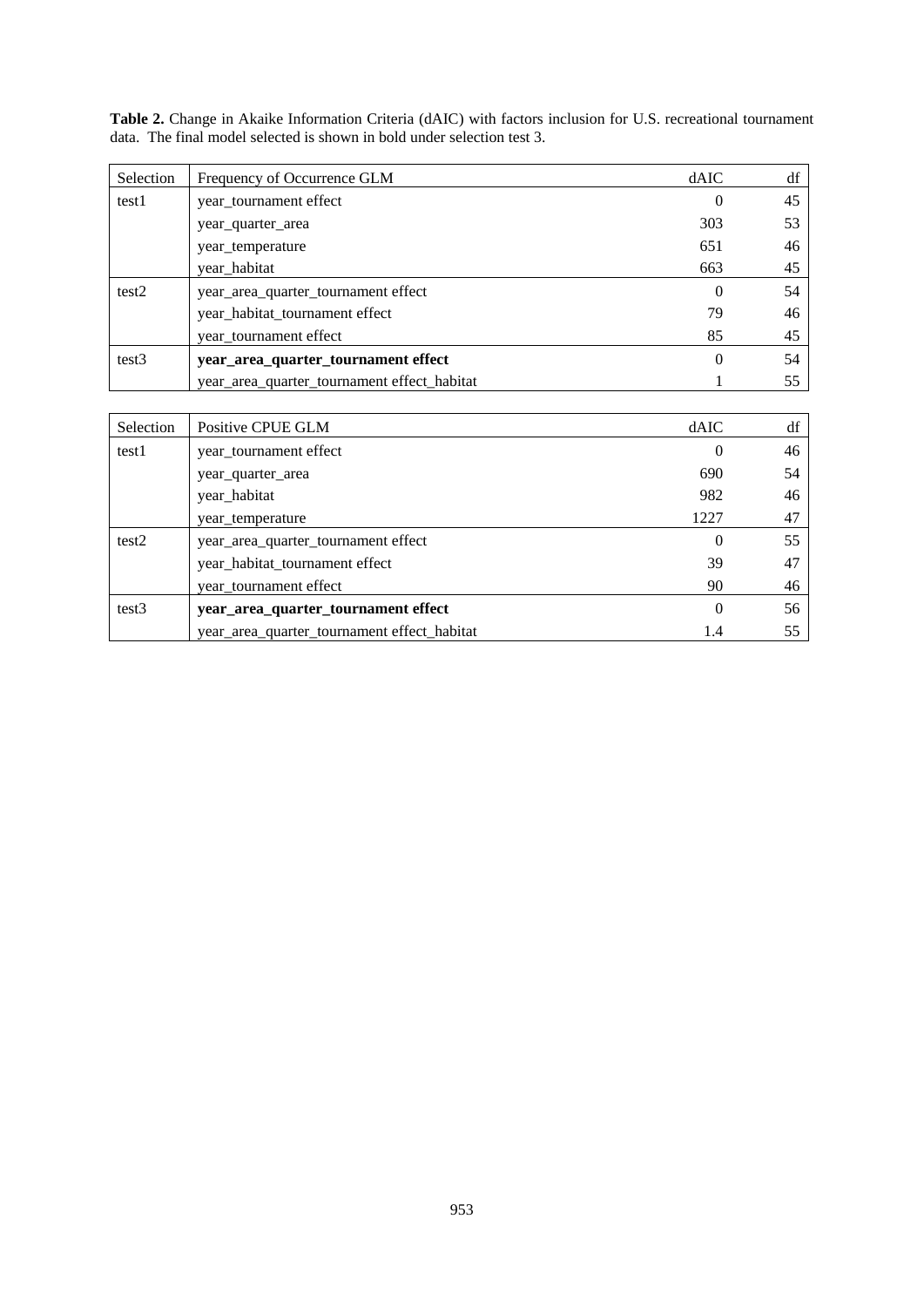**Table 2.** Change in Akaike Information Criteria (dAIC) with factors inclusion for U.S. recreational tournament data. The final model selected is shown in bold under selection test 3.

| Selection | Frequency of Occurrence GLM | dAIC | df |
|---|---|---|---|
| test1 | year_tournament effect | 0 | 45 |
| | year_quarter_area | 303 | 53 |
| | year_temperature | 651 | 46 |
| | year_habitat | 663 | 45 |
| test2 | year_area_quarter_tournament effect | 0 | 54 |
| | year_habitat_tournament effect | 79 | 46 |
| | year_tournament effect | 85 | 45 |
| test3 | **year_area_quarter_tournament effect** | 0 | 54 |
| | year_area_quarter_tournament effect_habitat | 1 | 55 |

| Selection | Positive CPUE GLM | dAIC | df |
|---|---|---|---|
| test1 | year_tournament effect | 0 | 46 |
| | year_quarter_area | 690 | 54 |
| | year_habitat | 982 | 46 |
| | year_temperature | 1227 | 47 |
| test2 | year_area_quarter_tournament effect | 0 | 55 |
| | year_habitat_tournament effect | 39 | 47 |
| | year_tournament effect | 90 | 46 |
| test3 | **year_area_quarter_tournament effect** | 0 | 56 |
| | year_area_quarter_tournament effect_habitat | 1.4 | 55 |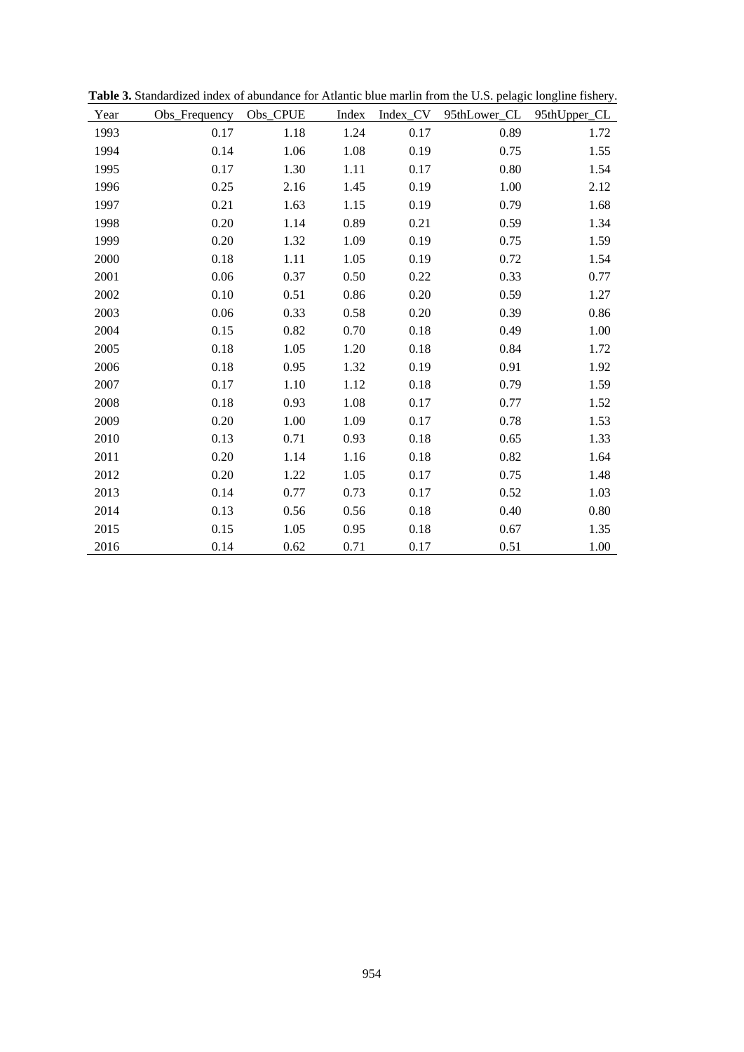**Table 3.** Standardized index of abundance for Atlantic blue marlin from the U.S. pelagic longline fishery.

| Year | Obs_Frequency | Obs_CPUE | Index | Index_CV | 95thLower_CL | 95thUpper_CL |
|---|---|---|---|---|---|---|
| 1993 | 0.17 | 1.18 | 1.24 | 0.17 | 0.89 | 1.72 |
| 1994 | 0.14 | 1.06 | 1.08 | 0.19 | 0.75 | 1.55 |
| 1995 | 0.17 | 1.30 | 1.11 | 0.17 | 0.80 | 1.54 |
| 1996 | 0.25 | 2.16 | 1.45 | 0.19 | 1.00 | 2.12 |
| 1997 | 0.21 | 1.63 | 1.15 | 0.19 | 0.79 | 1.68 |
| 1998 | 0.20 | 1.14 | 0.89 | 0.21 | 0.59 | 1.34 |
| 1999 | 0.20 | 1.32 | 1.09 | 0.19 | 0.75 | 1.59 |
| 2000 | 0.18 | 1.11 | 1.05 | 0.19 | 0.72 | 1.54 |
| 2001 | 0.06 | 0.37 | 0.50 | 0.22 | 0.33 | 0.77 |
| 2002 | 0.10 | 0.51 | 0.86 | 0.20 | 0.59 | 1.27 |
| 2003 | 0.06 | 0.33 | 0.58 | 0.20 | 0.39 | 0.86 |
| 2004 | 0.15 | 0.82 | 0.70 | 0.18 | 0.49 | 1.00 |
| 2005 | 0.18 | 1.05 | 1.20 | 0.18 | 0.84 | 1.72 |
| 2006 | 0.18 | 0.95 | 1.32 | 0.19 | 0.91 | 1.92 |
| 2007 | 0.17 | 1.10 | 1.12 | 0.18 | 0.79 | 1.59 |
| 2008 | 0.18 | 0.93 | 1.08 | 0.17 | 0.77 | 1.52 |
| 2009 | 0.20 | 1.00 | 1.09 | 0.17 | 0.78 | 1.53 |
| 2010 | 0.13 | 0.71 | 0.93 | 0.18 | 0.65 | 1.33 |
| 2011 | 0.20 | 1.14 | 1.16 | 0.18 | 0.82 | 1.64 |
| 2012 | 0.20 | 1.22 | 1.05 | 0.17 | 0.75 | 1.48 |
| 2013 | 0.14 | 0.77 | 0.73 | 0.17 | 0.52 | 1.03 |
| 2014 | 0.13 | 0.56 | 0.56 | 0.18 | 0.40 | 0.80 |
| 2015 | 0.15 | 1.05 | 0.95 | 0.18 | 0.67 | 1.35 |
| 2016 | 0.14 | 0.62 | 0.71 | 0.17 | 0.51 | 1.00 |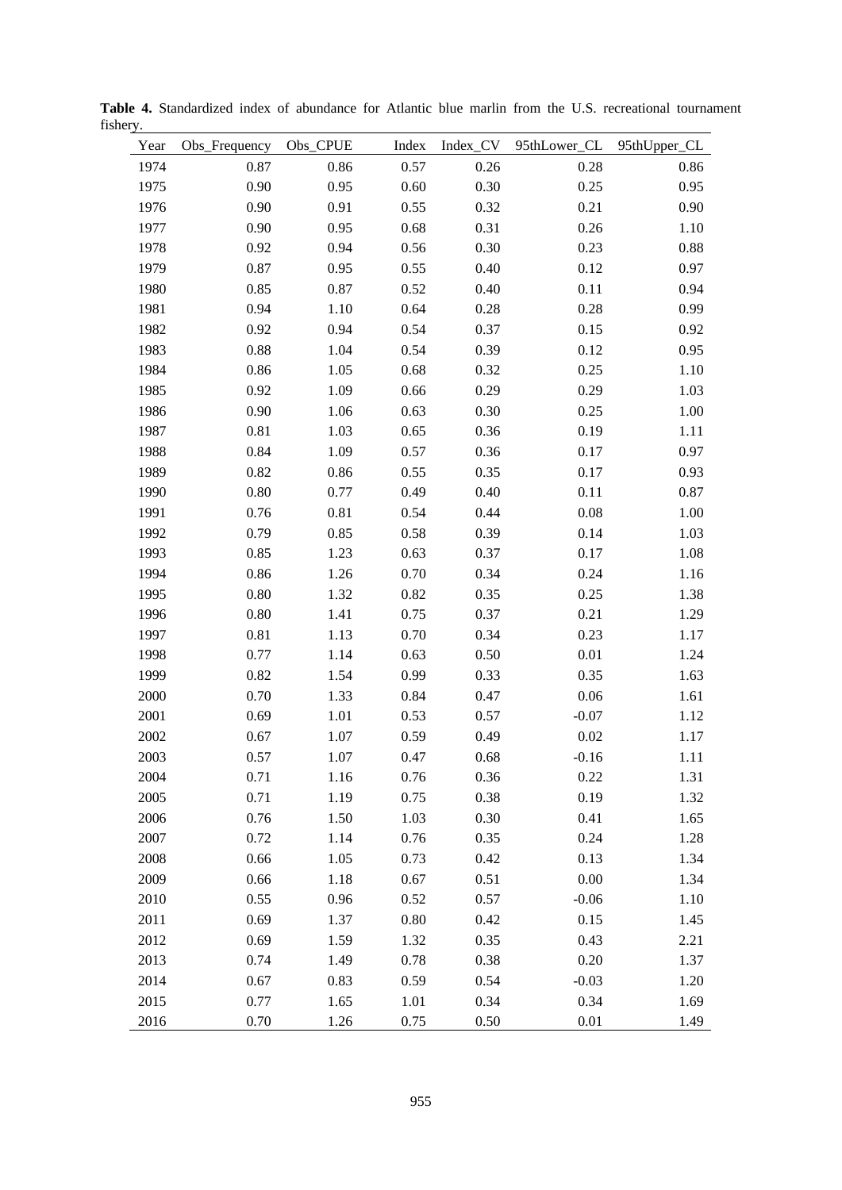**Table 4.** Standardized index of abundance for Atlantic blue marlin from the U.S. recreational tournament fishery.

| Year | Obs_Frequency | Obs_CPUE | Index | Index_CV | 95thLower_CL | 95thUpper_CL |
|---|---|---|---|---|---|---|
| 1974 | 0.87 | 0.86 | 0.57 | 0.26 | 0.28 | 0.86 |
| 1975 | 0.90 | 0.95 | 0.60 | 0.30 | 0.25 | 0.95 |
| 1976 | 0.90 | 0.91 | 0.55 | 0.32 | 0.21 | 0.90 |
| 1977 | 0.90 | 0.95 | 0.68 | 0.31 | 0.26 | 1.10 |
| 1978 | 0.92 | 0.94 | 0.56 | 0.30 | 0.23 | 0.88 |
| 1979 | 0.87 | 0.95 | 0.55 | 0.40 | 0.12 | 0.97 |
| 1980 | 0.85 | 0.87 | 0.52 | 0.40 | 0.11 | 0.94 |
| 1981 | 0.94 | 1.10 | 0.64 | 0.28 | 0.28 | 0.99 |
| 1982 | 0.92 | 0.94 | 0.54 | 0.37 | 0.15 | 0.92 |
| 1983 | 0.88 | 1.04 | 0.54 | 0.39 | 0.12 | 0.95 |
| 1984 | 0.86 | 1.05 | 0.68 | 0.32 | 0.25 | 1.10 |
| 1985 | 0.92 | 1.09 | 0.66 | 0.29 | 0.29 | 1.03 |
| 1986 | 0.90 | 1.06 | 0.63 | 0.30 | 0.25 | 1.00 |
| 1987 | 0.81 | 1.03 | 0.65 | 0.36 | 0.19 | 1.11 |
| 1988 | 0.84 | 1.09 | 0.57 | 0.36 | 0.17 | 0.97 |
| 1989 | 0.82 | 0.86 | 0.55 | 0.35 | 0.17 | 0.93 |
| 1990 | 0.80 | 0.77 | 0.49 | 0.40 | 0.11 | 0.87 |
| 1991 | 0.76 | 0.81 | 0.54 | 0.44 | 0.08 | 1.00 |
| 1992 | 0.79 | 0.85 | 0.58 | 0.39 | 0.14 | 1.03 |
| 1993 | 0.85 | 1.23 | 0.63 | 0.37 | 0.17 | 1.08 |
| 1994 | 0.86 | 1.26 | 0.70 | 0.34 | 0.24 | 1.16 |
| 1995 | 0.80 | 1.32 | 0.82 | 0.35 | 0.25 | 1.38 |
| 1996 | 0.80 | 1.41 | 0.75 | 0.37 | 0.21 | 1.29 |
| 1997 | 0.81 | 1.13 | 0.70 | 0.34 | 0.23 | 1.17 |
| 1998 | 0.77 | 1.14 | 0.63 | 0.50 | 0.01 | 1.24 |
| 1999 | 0.82 | 1.54 | 0.99 | 0.33 | 0.35 | 1.63 |
| 2000 | 0.70 | 1.33 | 0.84 | 0.47 | 0.06 | 1.61 |
| 2001 | 0.69 | 1.01 | 0.53 | 0.57 | -0.07 | 1.12 |
| 2002 | 0.67 | 1.07 | 0.59 | 0.49 | 0.02 | 1.17 |
| 2003 | 0.57 | 1.07 | 0.47 | 0.68 | -0.16 | 1.11 |
| 2004 | 0.71 | 1.16 | 0.76 | 0.36 | 0.22 | 1.31 |
| 2005 | 0.71 | 1.19 | 0.75 | 0.38 | 0.19 | 1.32 |
| 2006 | 0.76 | 1.50 | 1.03 | 0.30 | 0.41 | 1.65 |
| 2007 | 0.72 | 1.14 | 0.76 | 0.35 | 0.24 | 1.28 |
| 2008 | 0.66 | 1.05 | 0.73 | 0.42 | 0.13 | 1.34 |
| 2009 | 0.66 | 1.18 | 0.67 | 0.51 | 0.00 | 1.34 |
| 2010 | 0.55 | 0.96 | 0.52 | 0.57 | -0.06 | 1.10 |
| 2011 | 0.69 | 1.37 | 0.80 | 0.42 | 0.15 | 1.45 |
| 2012 | 0.69 | 1.59 | 1.32 | 0.35 | 0.43 | 2.21 |
| 2013 | 0.74 | 1.49 | 0.78 | 0.38 | 0.20 | 1.37 |
| 2014 | 0.67 | 0.83 | 0.59 | 0.54 | -0.03 | 1.20 |
| 2015 | 0.77 | 1.65 | 1.01 | 0.34 | 0.34 | 1.69 |
| 2016 | 0.70 | 1.26 | 0.75 | 0.50 | 0.01 | 1.49 |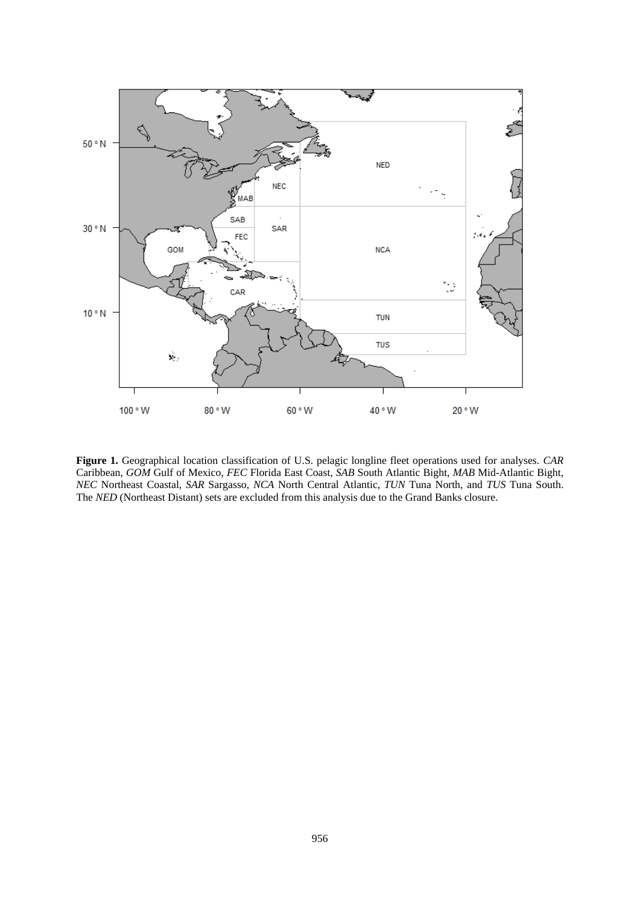**Figure 1.** Geographical location classification of U.S. pelagic longline fleet operations used for analyses. *CAR* Caribbean, *GOM* Gulf of Mexico, *FEC* Florida East Coast, *SAB* South Atlantic Bight, *MAB* Mid-Atlantic Bight, *NEC* Northeast Coastal, *SAR* Sargasso, *NCA* North Central Atlantic, *TUN* Tuna North, and *TUS* Tuna South. The *NED* (Northeast Distant) sets are excluded from this analysis due to the Grand Banks closure.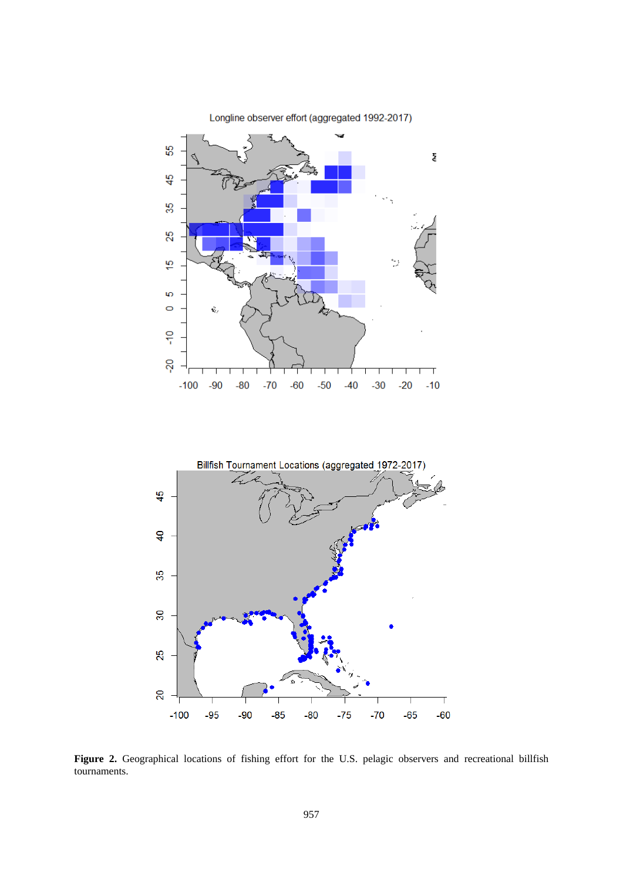**Figure 2.** Geographical locations of fishing effort for the U.S. pelagic observers and recreational billfish tournaments.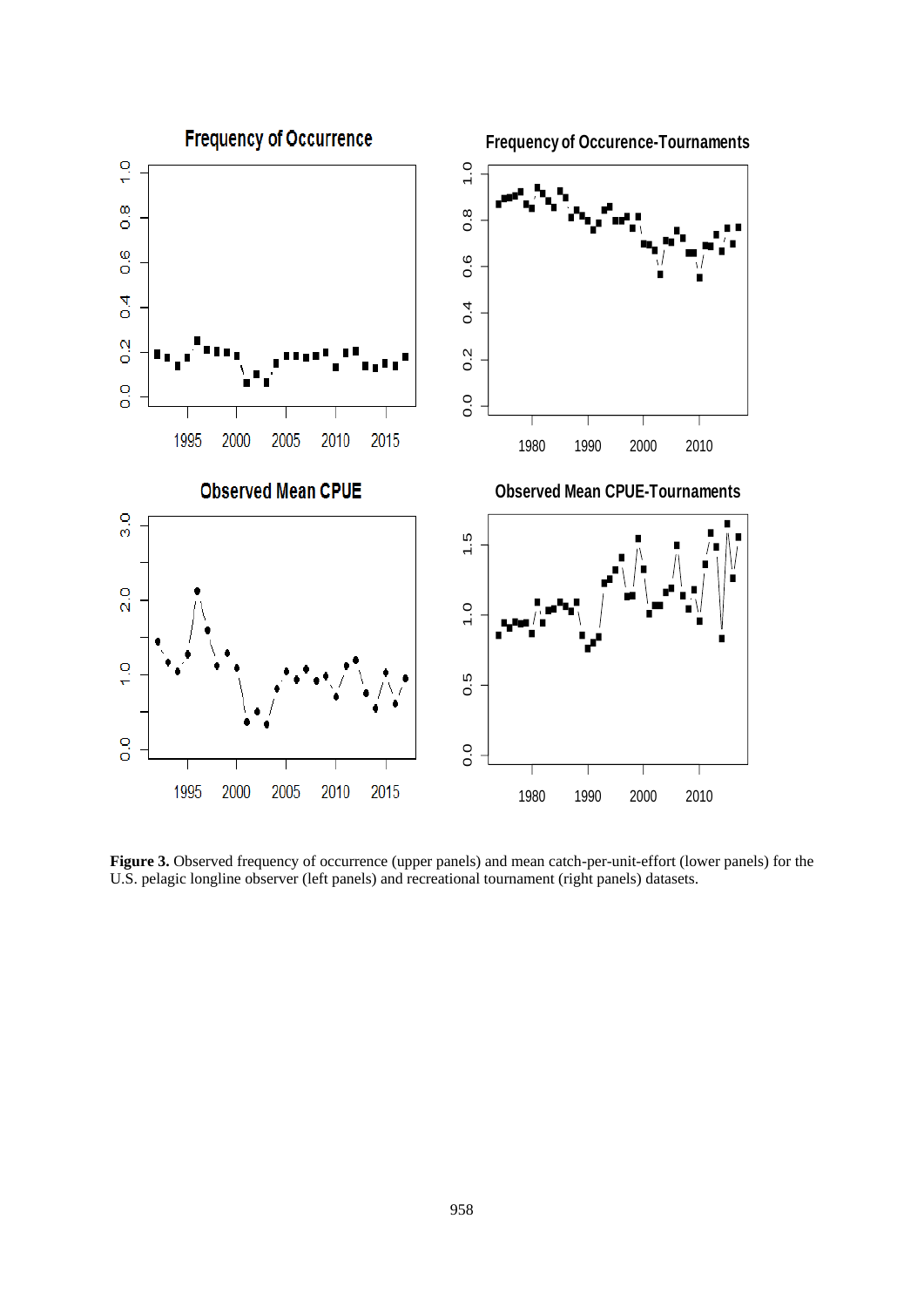**Figure 3.** Observed frequency of occurrence (upper panels) and mean catch-per-unit-effort (lower panels) for the U.S. pelagic longline observer (left panels) and recreational tournament (right panels) datasets.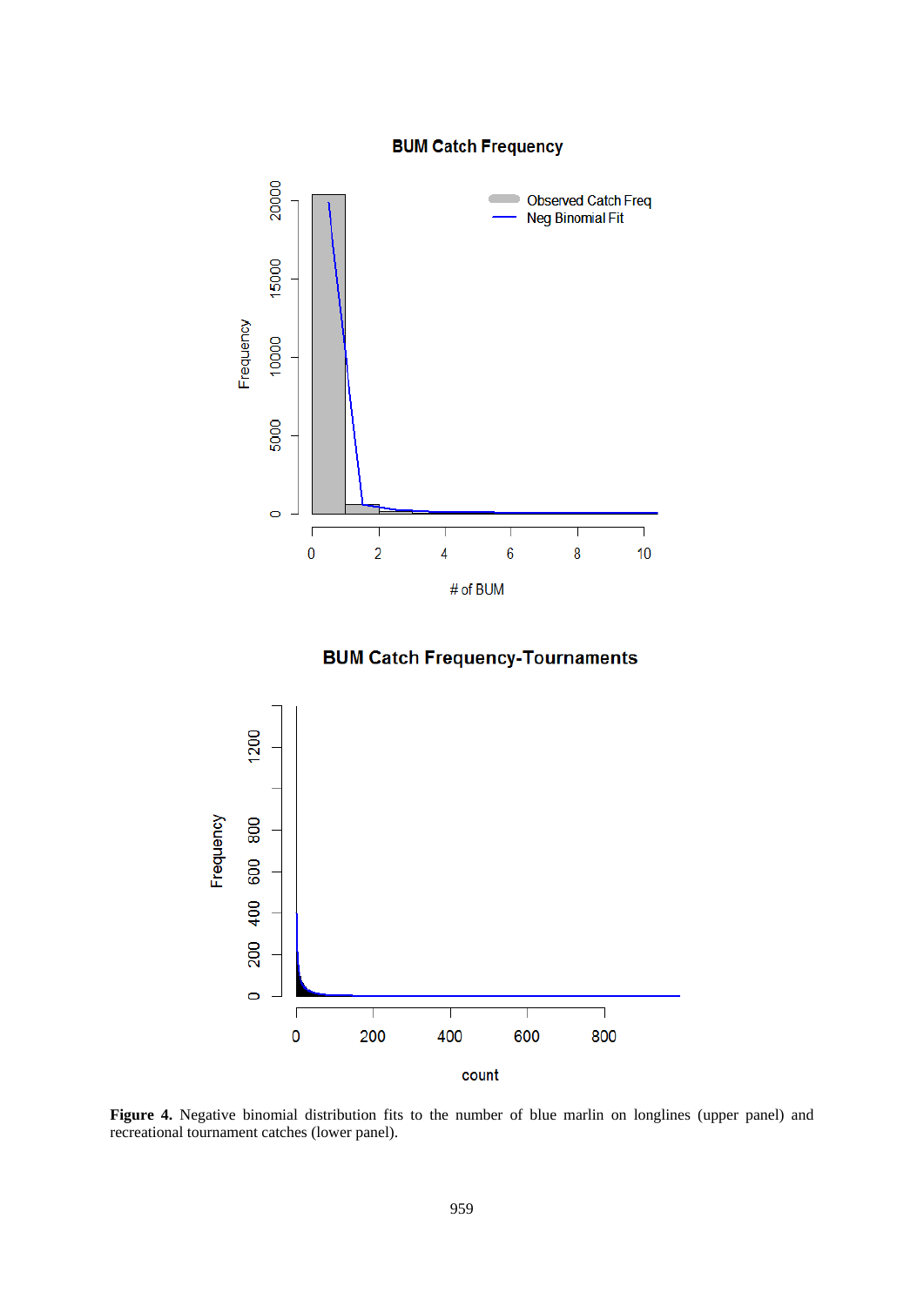**Figure 4.** Negative binomial distribution fits to the number of blue marlin on longlines (upper panel) and recreational tournament catches (lower panel).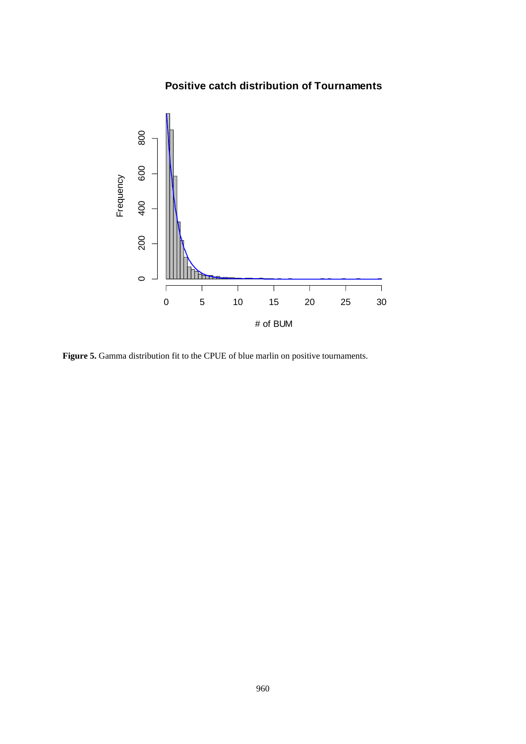**Figure 5.** Gamma distribution fit to the CPUE of blue marlin on positive tournaments.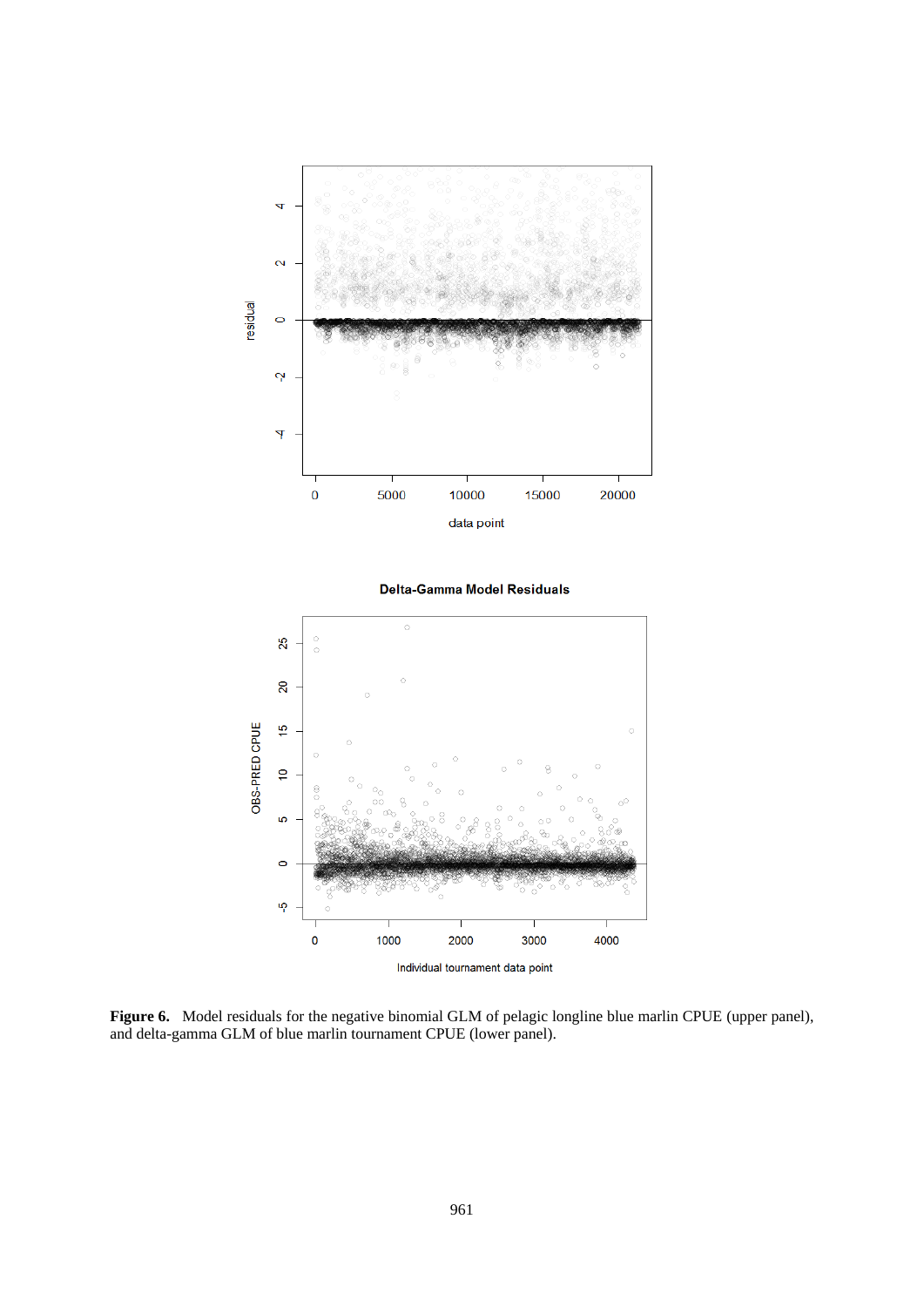**Figure 6.** Model residuals for the negative binomial GLM of pelagic longline blue marlin CPUE (upper panel), and delta-gamma GLM of blue marlin tournament CPUE (lower panel).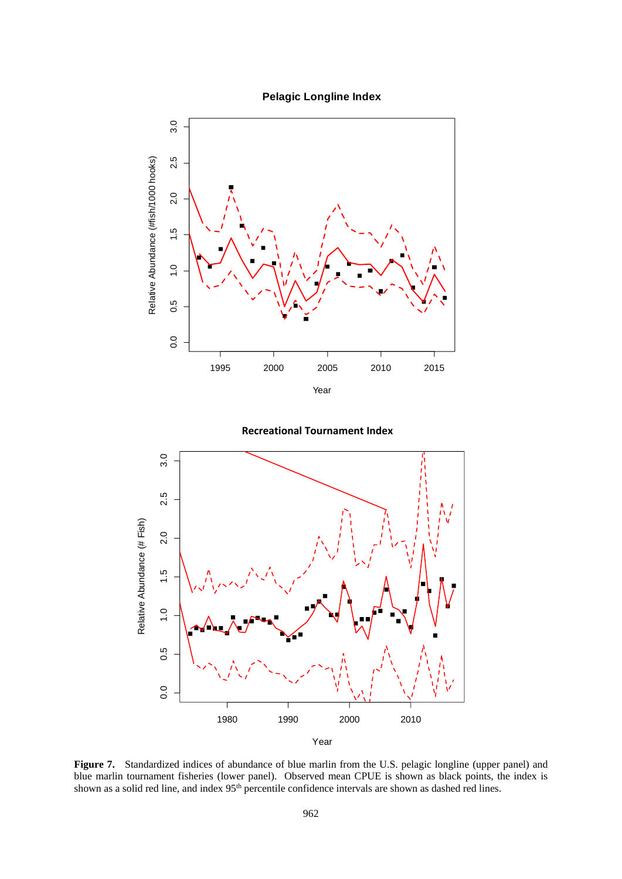**Figure 7.** Standardized indices of abundance of blue marlin from the U.S. pelagic longline (upper panel) and blue marlin tournament fisheries (lower panel). Observed mean CPUE is shown as black points, the index is shown as a solid red line, and index 95th percentile confidence intervals are shown as dashed red lines.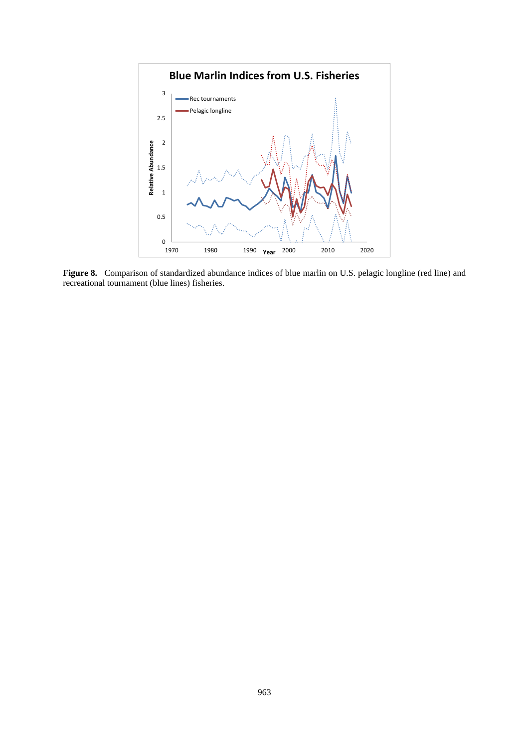**Figure 8.** Comparison of standardized abundance indices of blue marlin on U.S. pelagic longline (red line) and recreational tournament (blue lines) fisheries.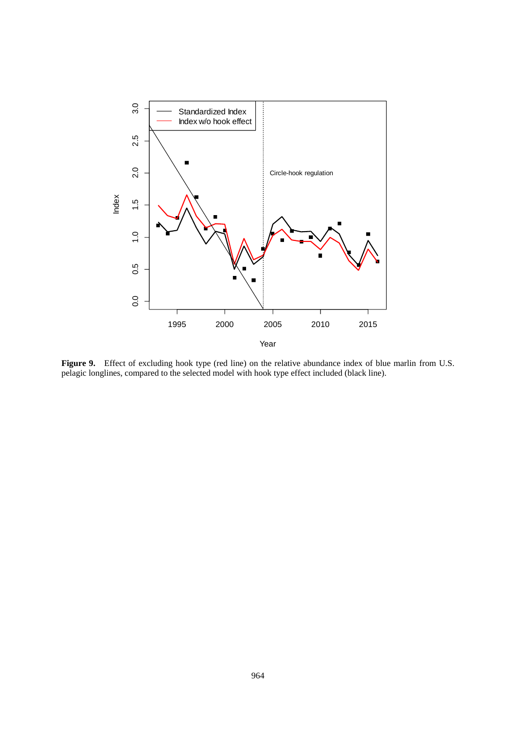Standardized Index
Index w/o hook effect

Circle-hook regulation

Index

0.0
0.5
1.0
1.5
2.0
2.5
3.0

1995
2000
2005
2010
2015

Year

**Figure 9.** Effect of excluding hook type (red line) on the relative abundance index of blue marlin from U.S. pelagic longlines, compared to the selected model with hook type effect included (black line).